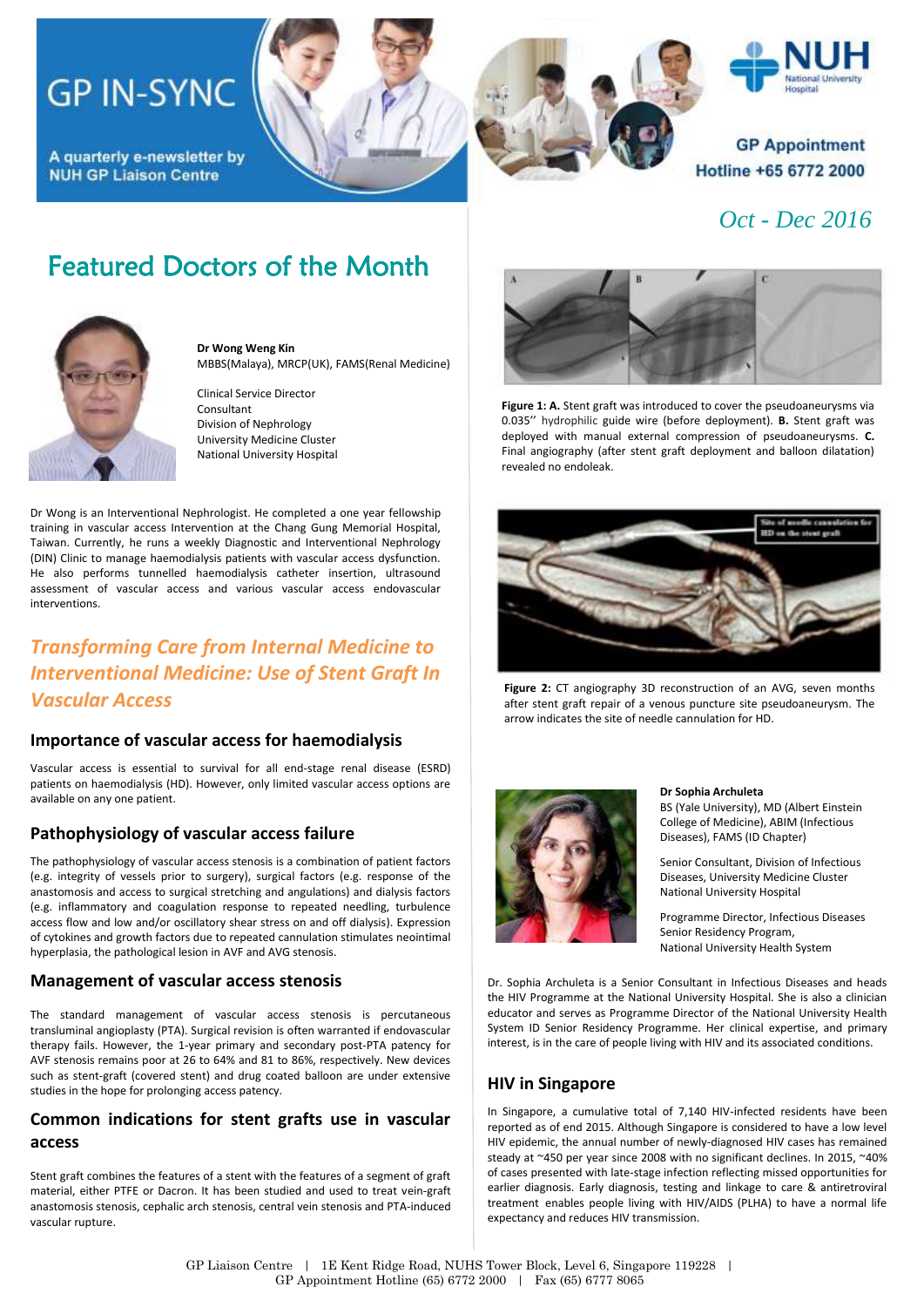# GP IN-SYNC

A quarterly e-newsletter by NUH GP Liaison Centre

GP Appointment Hotline +65 6772 2000

*Oct - Dec 2016*

## Featured Doctors of the Month

**Dr Wong Weng Kin**
MBBS(Malaya), MRCP(UK), FAMS(Renal Medicine)

Clinical Service Director
Consultant
Division of Nephrology
University Medicine Cluster
National University Hospital

Dr Wong is an Interventional Nephrologist. He completed a one year fellowship training in vascular access Intervention at the Chang Gung Memorial Hospital, Taiwan. Currently, he runs a weekly Diagnostic and Interventional Nephrology (DIN) Clinic to manage haemodialysis patients with vascular access dysfunction. He also performs tunnelled haemodialysis catheter insertion, ultrasound assessment of vascular access and various vascular access endovascular interventions.

## *Transforming Care from Internal Medicine to Interventional Medicine: Use of Stent Graft In Vascular Access*

### Importance of vascular access for haemodialysis

Vascular access is essential to survival for all end-stage renal disease (ESRD) patients on haemodialysis (HD). However, only limited vascular access options are available on any one patient.

### Pathophysiology of vascular access failure

The pathophysiology of vascular access stenosis is a combination of patient factors (e.g. integrity of vessels prior to surgery), surgical factors (e.g. response of the anastomosis and access to surgical stretching and angulations) and dialysis factors (e.g. inflammatory and coagulation response to repeated needling, turbulence access flow and low and/or oscillatory shear stress on and off dialysis). Expression of cytokines and growth factors due to repeated cannulation stimulates neointimal hyperplasia, the pathological lesion in AVF and AVG stenosis.

### Management of vascular access stenosis

The standard management of vascular access stenosis is percutaneous transluminal angioplasty (PTA). Surgical revision is often warranted if endovascular therapy fails. However, the 1-year primary and secondary post-PTA patency for AVF stenosis remains poor at 26 to 64% and 81 to 86%, respectively. New devices such as stent-graft (covered stent) and drug coated balloon are under extensive studies in the hope for prolonging access patency.

### Common indications for stent grafts use in vascular access

Stent graft combines the features of a stent with the features of a segment of graft material, either PTFE or Dacron. It has been studied and used to treat vein-graft anastomosis stenosis, cephalic arch stenosis, central vein stenosis and PTA-induced vascular rupture.

**Figure 1: A.** Stent graft was introduced to cover the pseudoaneurysms via 0.035'' hydrophilic guide wire (before deployment). **B.** Stent graft was deployed with manual external compression of pseudoaneurysms. **C.** Final angiography (after stent graft deployment and balloon dilatation) revealed no endoleak.

**Figure 2:** CT angiography 3D reconstruction of an AVG, seven months after stent graft repair of a venous puncture site pseudoaneurysm. The arrow indicates the site of needle cannulation for HD.

**Dr Sophia Archuleta**
BS (Yale University), MD (Albert Einstein College of Medicine), ABIM (Infectious Diseases), FAMS (ID Chapter)

Senior Consultant, Division of Infectious Diseases, University Medicine Cluster
National University Hospital

Programme Director, Infectious Diseases Senior Residency Program,
National University Health System

Dr. Sophia Archuleta is a Senior Consultant in Infectious Diseases and heads the HIV Programme at the National University Hospital. She is also a clinician educator and serves as Programme Director of the National University Health System ID Senior Residency Programme. Her clinical expertise, and primary interest, is in the care of people living with HIV and its associated conditions.

### HIV in Singapore

In Singapore, a cumulative total of 7,140 HIV-infected residents have been reported as of end 2015. Although Singapore is considered to have a low level HIV epidemic, the annual number of newly-diagnosed HIV cases has remained steady at ~450 per year since 2008 with no significant declines. In 2015, ~40% of cases presented with late-stage infection reflecting missed opportunities for earlier diagnosis. Early diagnosis, testing and linkage to care & antiretroviral treatment enables people living with HIV/AIDS (PLHA) to have a normal life expectancy and reduces HIV transmission.

GP Liaison Centre | 1E Kent Ridge Road, NUHS Tower Block, Level 6, Singapore 119228 | GP Appointment Hotline (65) 6772 2000 | Fax (65) 6777 8065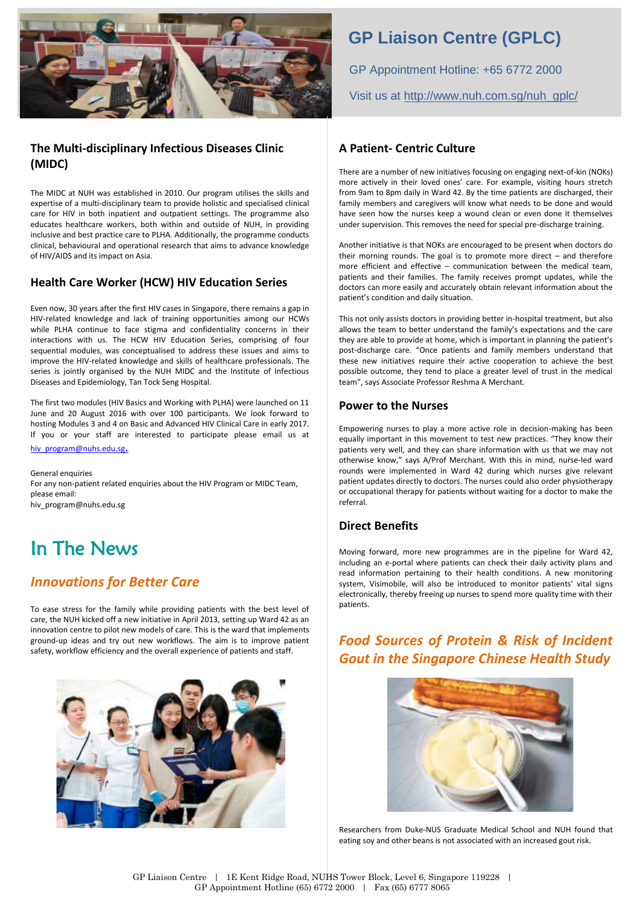# GP Liaison Centre (GPLC)

GP Appointment Hotline: +65 6772 2000

Visit us at http://www.nuh.com.sg/nuh_gplc/

## The Multi-disciplinary Infectious Diseases Clinic (MIDC)

The MIDC at NUH was established in 2010. Our program utilises the skills and expertise of a multi-disciplinary team to provide holistic and specialised clinical care for HIV in both inpatient and outpatient settings. The programme also educates healthcare workers, both within and outside of NUH, in providing inclusive and best practice care to PLHA. Additionally, the programme conducts clinical, behavioural and operational research that aims to advance knowledge of HIV/AIDS and its impact on Asia.

## Health Care Worker (HCW) HIV Education Series

Even now, 30 years after the first HIV cases in Singapore, there remains a gap in HIV-related knowledge and lack of training opportunities among our HCWs while PLHA continue to face stigma and confidentiality concerns in their interactions with us. The HCW HIV Education Series, comprising of four sequential modules, was conceptualised to address these issues and aims to improve the HIV-related knowledge and skills of healthcare professionals. The series is jointly organised by the NUH MIDC and the Institute of Infectious Diseases and Epidemiology, Tan Tock Seng Hospital.

The first two modules (HIV Basics and Working with PLHA) were launched on 11 June and 20 August 2016 with over 100 participants. We look forward to hosting Modules 3 and 4 on Basic and Advanced HIV Clinical Care in early 2017. If you or your staff are interested to participate please email us at hiv_program@nuhs.edu.sg.

General enquiries
For any non-patient related enquiries about the HIV Program or MIDC Team, please email:
hiv_program@nuhs.edu.sg

# In The News

## *Innovations for Better Care*

To ease stress for the family while providing patients with the best level of care, the NUH kicked off a new initiative in April 2013, setting up Ward 42 as an innovation centre to pilot new models of care. This is the ward that implements ground-up ideas and try out new workflows. The aim is to improve patient safety, workflow efficiency and the overall experience of patients and staff.

### A Patient- Centric Culture

There are a number of new initiatives focusing on engaging next-of-kin (NOKs) more actively in their loved ones' care. For example, visiting hours stretch from 9am to 8pm daily in Ward 42. By the time patients are discharged, their family members and caregivers will know what needs to be done and would have seen how the nurses keep a wound clean or even done it themselves under supervision. This removes the need for special pre-discharge training.

Another initiative is that NOKs are encouraged to be present when doctors do their morning rounds. The goal is to promote more direct – and therefore more efficient and effective – communication between the medical team, patients and their families. The family receives prompt updates, while the doctors can more easily and accurately obtain relevant information about the patient's condition and daily situation.

This not only assists doctors in providing better in-hospital treatment, but also allows the team to better understand the family's expectations and the care they are able to provide at home, which is important in planning the patient's post-discharge care. "Once patients and family members understand that these new initiatives require their active cooperation to achieve the best possible outcome, they tend to place a greater level of trust in the medical team", says Associate Professor Reshma A Merchant.

### Power to the Nurses

Empowering nurses to play a more active role in decision-making has been equally important in this movement to test new practices. "They know their patients very well, and they can share information with us that we may not otherwise know," says A/Prof Merchant. With this in mind, nurse-led ward rounds were implemented in Ward 42 during which nurses give relevant patient updates directly to doctors. The nurses could also order physiotherapy or occupational therapy for patients without waiting for a doctor to make the referral.

### Direct Benefits

Moving forward, more new programmes are in the pipeline for Ward 42, including an e-portal where patients can check their daily activity plans and read information pertaining to their health conditions. A new monitoring system, Visimobile, will also be introduced to monitor patients' vital signs electronically, thereby freeing up nurses to spend more quality time with their patients.

## *Food Sources of Protein & Risk of Incident Gout in the Singapore Chinese Health Study*

Researchers from Duke-NUS Graduate Medical School and NUH found that eating soy and other beans is not associated with an increased gout risk.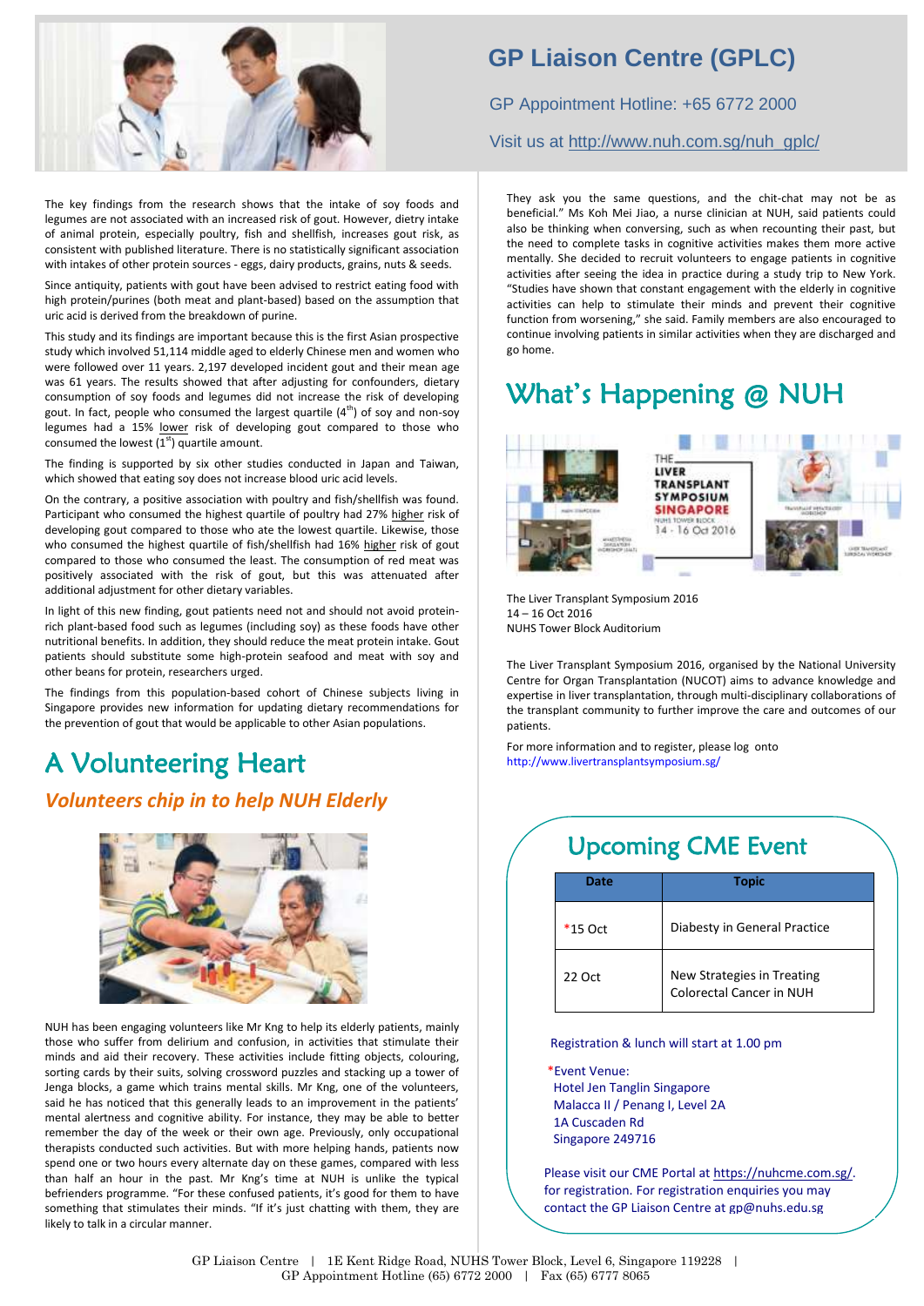## GP Liaison Centre (GPLC)

GP Appointment Hotline: +65 6772 2000

Visit us at http://www.nuh.com.sg/nuh_gplc/

The key findings from the research shows that the intake of soy foods and legumes are not associated with an increased risk of gout. However, dietry intake of animal protein, especially poultry, fish and shellfish, increases gout risk, as consistent with published literature. There is not statistically significant association with intakes of other protein sources - eggs, dairy products, grains, nuts & seeds.

Since antiquity, patients with gout have been advised to restrict eating food with high protein/purines (both meat and plant-based) based on the assumption that uric acid is derived from the breakdown of purine.

This study and its findings are important because this is the first Asian prospective study which involved 51,114 middle aged to elderly Chinese men and women who were followed over 11 years. 2,197 developed incident gout and their mean age was 61 years. The results showed that after adjusting for confounders, dietary consumption of soy foods and legumes did not increase the risk of developing gout. In fact, people who consumed the largest quartile (4th) of soy and non-soy legumes had a 15% lower risk of developing gout compared to those who consumed the lowest (1st) quartile amount.

The finding is supported by six other studies conducted in Japan and Taiwan, which showed that eating soy does not increase blood uric acid levels.

On the contrary, a positive association with poultry and fish/shellfish was found. Participant who consumed the highest quartile of poultry had 27% higher risk of developing gout compared to those who ate the lowest quartile. Likewise, those who consumed the highest quartile of fish/shellfish had 16% higher risk of gout compared to those who consumed the least. The consumption of red meat was positively associated with the risk of gout, but this was attenuated after additional adjustment for other dietary variables.

In light of this new finding, gout patients need not and should not avoid protein-rich plant-based food such as legumes (including soy) as these foods have other nutritional benefits. In addition, they should reduce the meat protein intake. Gout patients should substitute some high-protein seafood and meat with soy and other beans for protein, researchers urged.

The findings from this population-based cohort of Chinese subjects living in Singapore provides new information for updating dietary recommendations for the prevention of gout that would be applicable to other Asian populations.

## A Volunteering Heart

### *Volunteers chip in to help NUH Elderly*

NUH has been engaging volunteers like Mr Kng to help its elderly patients, mainly those who suffer from delirium and confusion, in activities that stimulate their minds and aid their recovery. These activities include fitting objects, colouring, sorting cards by their suits, solving crossword puzzles and stacking up a tower of Jenga blocks, a game which trains mental skills. Mr Kng, one of the volunteers, said he has noticed that this generally leads to an improvement in the patients' mental alertness and cognitive ability. For instance, they may be able to better remember the day of the week or their own age. Previously, only occupational therapists conducted such activities. But with more helping hands, patients now spend one or two hours every alternate day on these games, compared with less than half an hour in the past. Mr Kng's time at NUH is unlike the typical befrienders programme. "For these confused patients, it's good for them to have something that stimulates their minds. "If it's just chatting with them, they are likely to talk in a circular manner. They ask you the same questions, and the chit-chat may not be as beneficial." Ms Koh Mei Jiao, a nurse clinician at NUH, said patients could also be thinking when conversing, such as when recounting their past, but the need to complete tasks in cognitive activities makes them more active mentally. She decided to recruit volunteers to engage patients in cognitive activities after seeing the idea in practice during a study trip to New York. "Studies have shown that constant engagement with the elderly in cognitive activities can help to stimulate their minds and prevent their cognitive function from worsening," she said. Family members are also encouraged to continue involving patients in similar activities when they are discharged and go home.

## What's Happening @ NUH

The Liver Transplant Symposium 2016
14 – 16 Oct 2016
NUHS Tower Block Auditorium

The Liver Transplant Symposium 2016, organised by the National University Centre for Organ Transplantation (NUCOT) aims to advance knowledge and expertise in liver transplantation, through multi-disciplinary collaborations of the transplant community to further improve the care and outcomes of our patients.

For more information and to register, please log onto http://www.livertransplantsymposium.sg/

## Upcoming CME Event

| Date | Topic |
|---|---|
| *15 Oct | Diabesty in General Practice |
| 22 Oct | New Strategies in Treating Colorectal Cancer in NUH |

Registration & lunch will start at 1.00 pm

*Event Venue:
Hotel Jen Tanglin Singapore
Malacca II / Penang I, Level 2A
1A Cuscaden Rd
Singapore 249716

Please visit our CME Portal at https://nuhcme.com.sg/. for registration. For registration enquiries you may contact the GP Liaison Centre at gp@nuhs.edu.sg

GP Liaison Centre | 1E Kent Ridge Road, NUHS Tower Block, Level 6, Singapore 119228 | GP Appointment Hotline (65) 6772 2000 | Fax (65) 6777 8065